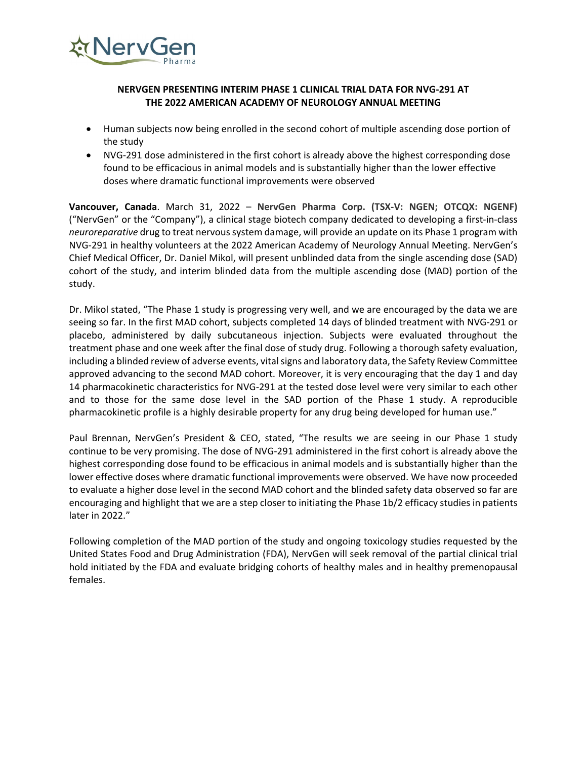# NERVGEN PRESENTING INTERIM PHASE 1 CLINICAL TRIAL DATA FOR NVG-291 AT THE 2022 AMERICAN ACADEMY OF NEUROLOGY ANNUAL MEETING

- Human subjects now being enrolled in the second cohort of multiple ascending dose portion of the study
- NVG-291 dose administered in the first cohort is already above the highest corresponding dose found to be efficacious in animal models and is substantially higher than the lower effective doses where dramatic functional improvements were observed

**Vancouver, Canada**. March 31, 2022 – **NervGen Pharma Corp. (TSX-V: NGEN; OTCQX: NGENF)** ("NervGen" or the "Company"), a clinical stage biotech company dedicated to developing a first-in-class *neuroreparative* drug to treat nervous system damage, will provide an update on its Phase 1 program with NVG-291 in healthy volunteers at the 2022 American Academy of Neurology Annual Meeting. NervGen's Chief Medical Officer, Dr. Daniel Mikol, will present unblinded data from the single ascending dose (SAD) cohort of the study, and interim blinded data from the multiple ascending dose (MAD) portion of the study.

Dr. Mikol stated, "The Phase 1 study is progressing very well, and we are encouraged by the data we are seeing so far. In the first MAD cohort, subjects completed 14 days of blinded treatment with NVG-291 or placebo, administered by daily subcutaneous injection. Subjects were evaluated throughout the treatment phase and one week after the final dose of study drug. Following a thorough safety evaluation, including a blinded review of adverse events, vital signs and laboratory data, the Safety Review Committee approved advancing to the second MAD cohort. Moreover, it is very encouraging that the day 1 and day 14 pharmacokinetic characteristics for NVG-291 at the tested dose level were very similar to each other and to those for the same dose level in the SAD portion of the Phase 1 study. A reproducible pharmacokinetic profile is a highly desirable property for any drug being developed for human use."

Paul Brennan, NervGen's President & CEO, stated, "The results we are seeing in our Phase 1 study continue to be very promising. The dose of NVG-291 administered in the first cohort is already above the highest corresponding dose found to be efficacious in animal models and is substantially higher than the lower effective doses where dramatic functional improvements were observed. We have now proceeded to evaluate a higher dose level in the second MAD cohort and the blinded safety data observed so far are encouraging and highlight that we are a step closer to initiating the Phase 1b/2 efficacy studies in patients later in 2022."

Following completion of the MAD portion of the study and ongoing toxicology studies requested by the United States Food and Drug Administration (FDA), NervGen will seek removal of the partial clinical trial hold initiated by the FDA and evaluate bridging cohorts of healthy males and in healthy premenopausal females.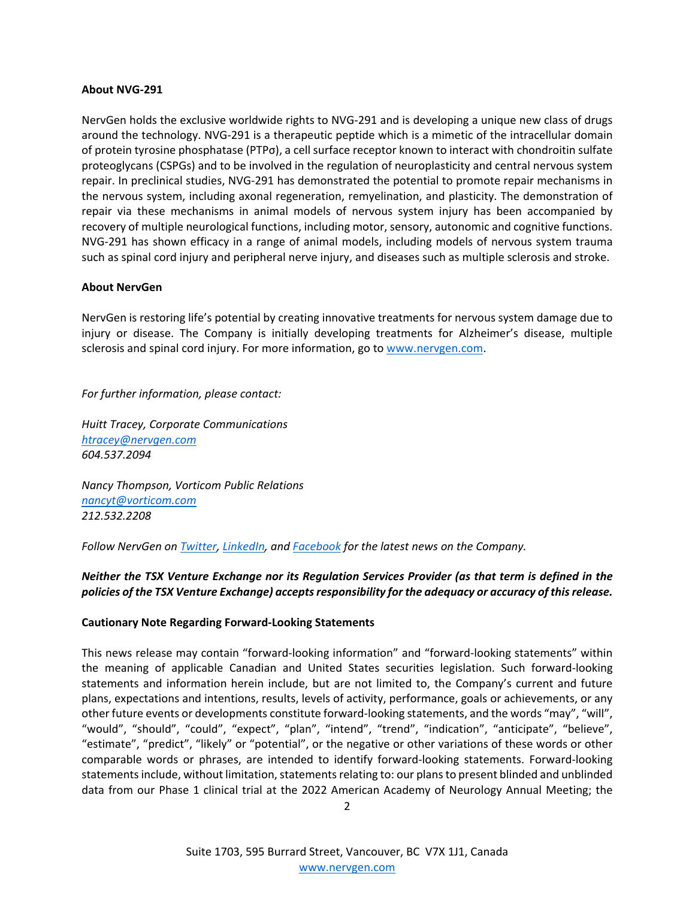**About NVG-291**

NervGen holds the exclusive worldwide rights to NVG-291 and is developing a unique new class of drugs around the technology. NVG-291 is a therapeutic peptide which is a mimetic of the intracellular domain of protein tyrosine phosphatase (PTPσ), a cell surface receptor known to interact with chondroitin sulfate proteoglycans (CSPGs) and to be involved in the regulation of neuroplasticity and central nervous system repair. In preclinical studies, NVG-291 has demonstrated the potential to promote repair mechanisms in the nervous system, including axonal regeneration, remyelination, and plasticity. The demonstration of repair via these mechanisms in animal models of nervous system injury has been accompanied by recovery of multiple neurological functions, including motor, sensory, autonomic and cognitive functions. NVG-291 has shown efficacy in a range of animal models, including models of nervous system trauma such as spinal cord injury and peripheral nerve injury, and diseases such as multiple sclerosis and stroke.

**About NervGen**

NervGen is restoring life's potential by creating innovative treatments for nervous system damage due to injury or disease. The Company is initially developing treatments for Alzheimer's disease, multiple sclerosis and spinal cord injury. For more information, go to www.nervgen.com.

*For further information, please contact:*

*Huitt Tracey, Corporate Communications*
*htracey@nervgen.com*
*604.537.2094*

*Nancy Thompson, Vorticom Public Relations*
*nancyt@vorticom.com*
*212.532.2208*

*Follow NervGen on Twitter, LinkedIn, and Facebook for the latest news on the Company.*

***Neither the TSX Venture Exchange nor its Regulation Services Provider (as that term is defined in the policies of the TSX Venture Exchange) accepts responsibility for the adequacy or accuracy of this release.***

**Cautionary Note Regarding Forward-Looking Statements**

This news release may contain "forward-looking information" and "forward-looking statements" within the meaning of applicable Canadian and United States securities legislation. Such forward-looking statements and information herein include, but are not limited to, the Company's current and future plans, expectations and intentions, results, levels of activity, performance, goals or achievements, or any other future events or developments constitute forward-looking statements, and the words "may", "will", "would", "should", "could", "expect", "plan", "intend", "trend", "indication", "anticipate", "believe", "estimate", "predict", "likely" or "potential", or the negative or other variations of these words or other comparable words or phrases, are intended to identify forward-looking statements. Forward-looking statements include, without limitation, statements relating to: our plans to present blinded and unblinded data from our Phase 1 clinical trial at the 2022 American Academy of Neurology Annual Meeting; the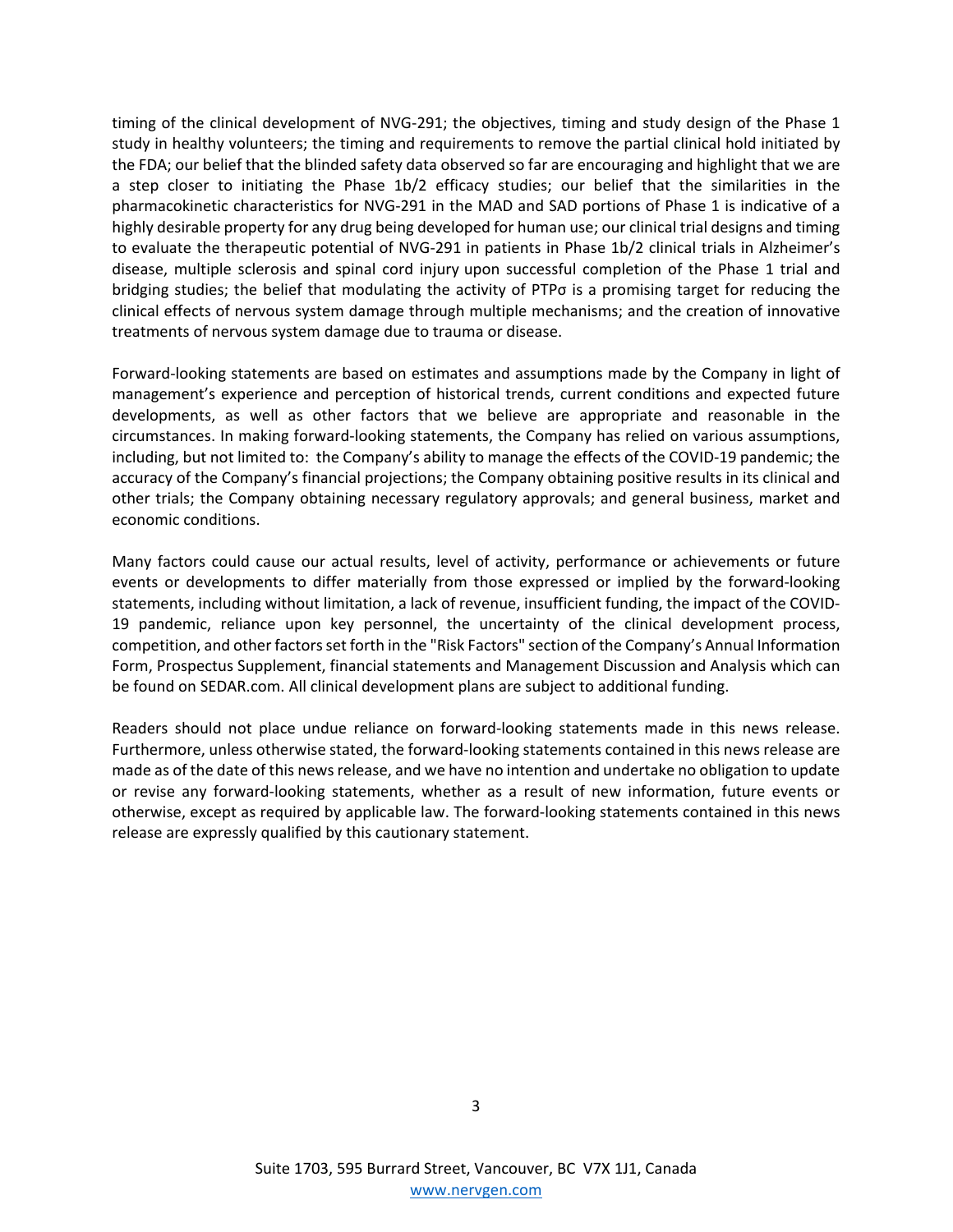timing of the clinical development of NVG-291; the objectives, timing and study design of the Phase 1 study in healthy volunteers; the timing and requirements to remove the partial clinical hold initiated by the FDA; our belief that the blinded safety data observed so far are encouraging and highlight that we are a step closer to initiating the Phase 1b/2 efficacy studies; our belief that the similarities in the pharmacokinetic characteristics for NVG-291 in the MAD and SAD portions of Phase 1 is indicative of a highly desirable property for any drug being developed for human use; our clinical trial designs and timing to evaluate the therapeutic potential of NVG-291 in patients in Phase 1b/2 clinical trials in Alzheimer's disease, multiple sclerosis and spinal cord injury upon successful completion of the Phase 1 trial and bridging studies; the belief that modulating the activity of PTPσ is a promising target for reducing the clinical effects of nervous system damage through multiple mechanisms; and the creation of innovative treatments of nervous system damage due to trauma or disease.

Forward-looking statements are based on estimates and assumptions made by the Company in light of management's experience and perception of historical trends, current conditions and expected future developments, as well as other factors that we believe are appropriate and reasonable in the circumstances. In making forward-looking statements, the Company has relied on various assumptions, including, but not limited to: the Company's ability to manage the effects of the COVID-19 pandemic; the accuracy of the Company's financial projections; the Company obtaining positive results in its clinical and other trials; the Company obtaining necessary regulatory approvals; and general business, market and economic conditions.

Many factors could cause our actual results, level of activity, performance or achievements or future events or developments to differ materially from those expressed or implied by the forward-looking statements, including without limitation, a lack of revenue, insufficient funding, the impact of the COVID-19 pandemic, reliance upon key personnel, the uncertainty of the clinical development process, competition, and other factors set forth in the "Risk Factors" section of the Company's Annual Information Form, Prospectus Supplement, financial statements and Management Discussion and Analysis which can be found on SEDAR.com. All clinical development plans are subject to additional funding.

Readers should not place undue reliance on forward-looking statements made in this news release. Furthermore, unless otherwise stated, the forward-looking statements contained in this news release are made as of the date of this news release, and we have no intention and undertake no obligation to update or revise any forward-looking statements, whether as a result of new information, future events or otherwise, except as required by applicable law. The forward-looking statements contained in this news release are expressly qualified by this cautionary statement.

Suite 1703, 595 Burrard Street, Vancouver, BC V7X 1J1, Canada
www.nervgen.com